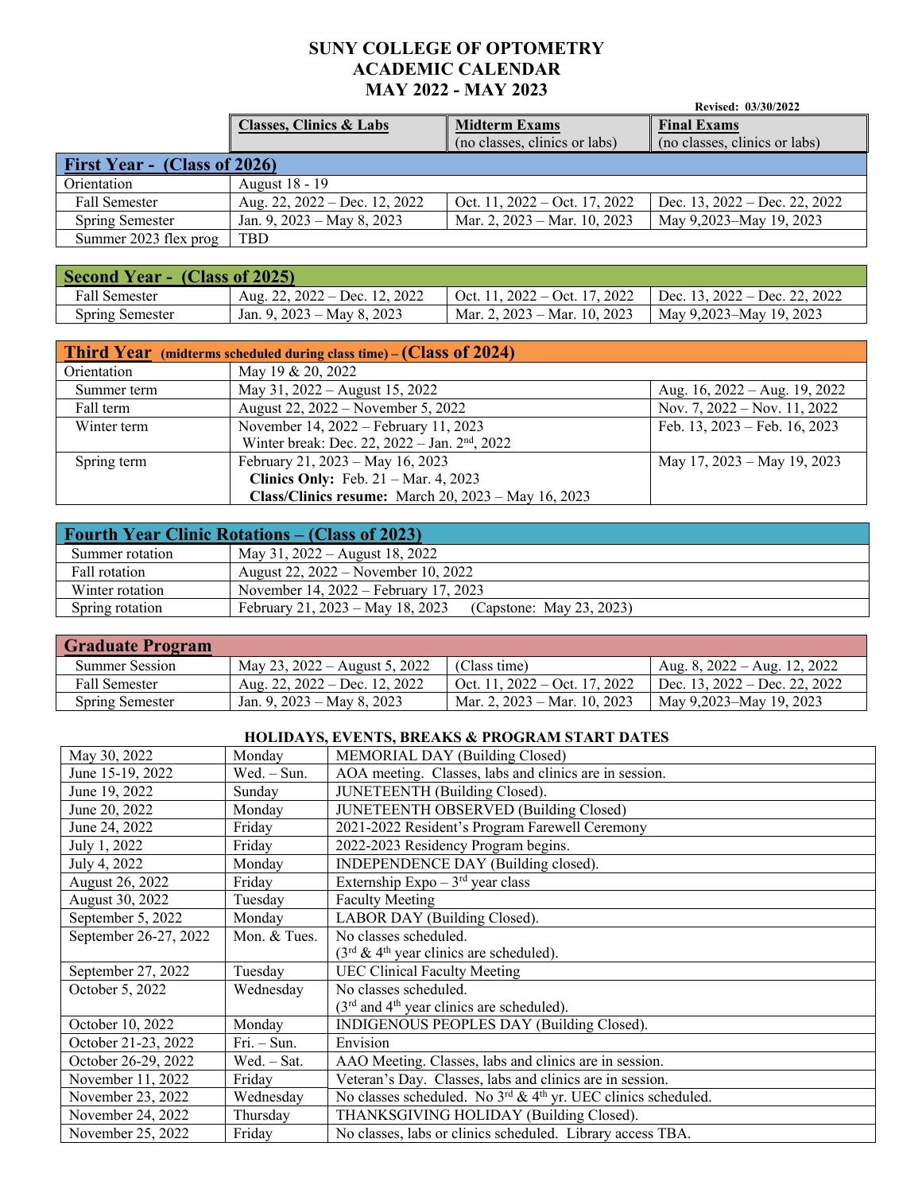# SUNY COLLEGE OF OPTOMETRY
# ACADEMIC CALENDAR
# MAY 2022 - MAY 2023

**Revised: 03/30/2022**

| | **Classes, Clinics & Labs** | **Midterm Exams** (no classes, clinics or labs) | **Final Exams** (no classes, clinics or labs) |
|---|---|---|---|
| **First Year - (Class of 2026)** | | | |
| Orientation | August 18 - 19 | | |
| Fall Semester | Aug. 22, 2022 – Dec. 12, 2022 | Oct. 11, 2022 – Oct. 17, 2022 | Dec. 13, 2022 – Dec. 22, 2022 |
| Spring Semester | Jan. 9, 2023 – May 8, 2023 | Mar. 2, 2023 – Mar. 10, 2023 | May 9,2023–May 19, 2023 |
| Summer 2023 flex prog | TBD | | |

| **Second Year - (Class of 2025)** | | | |
|---|---|---|---|
| Fall Semester | Aug. 22, 2022 – Dec. 12, 2022 | Oct. 11, 2022 – Oct. 17, 2022 | Dec. 13, 2022 – Dec. 22, 2022 |
| Spring Semester | Jan. 9, 2023 – May 8, 2023 | Mar. 2, 2023 – Mar. 10, 2023 | May 9,2023–May 19, 2023 |

| **Third Year (midterms scheduled during class time) – (Class of 2024)** | | |
|---|---|---|
| Orientation | May 19 & 20, 2022 | |
| Summer term | May 31, 2022 – August 15, 2022 | Aug. 16, 2022 – Aug. 19, 2022 |
| Fall term | August 22, 2022 – November 5, 2022 | Nov. 7, 2022 – Nov. 11, 2022 |
| Winter term | November 14, 2022 – February 11, 2023<br>Winter break: Dec. 22, 2022 – Jan. 2nd, 2022 | Feb. 13, 2023 – Feb. 16, 2023 |
| Spring term | February 21, 2023 – May 16, 2023<br>**Clinics Only:** Feb. 21 – Mar. 4, 2023<br>**Class/Clinics resume:** March 20, 2023 – May 16, 2023 | May 17, 2023 – May 19, 2023 |

| **Fourth Year Clinic Rotations – (Class of 2023)** | |
|---|---|
| Summer rotation | May 31, 2022 – August 18, 2022 |
| Fall rotation | August 22, 2022 – November 10, 2022 |
| Winter rotation | November 14, 2022 – February 17, 2023 |
| Spring rotation | February 21, 2023 – May 18, 2023 (Capstone: May 23, 2023) |

| **Graduate Program** | | | |
|---|---|---|---|
| Summer Session | May 23, 2022 – August 5, 2022 | (Class time) | Aug. 8, 2022 – Aug. 12, 2022 |
| Fall Semester | Aug. 22, 2022 – Dec. 12, 2022 | Oct. 11, 2022 – Oct. 17, 2022 | Dec. 13, 2022 – Dec. 22, 2022 |
| Spring Semester | Jan. 9, 2023 – May 8, 2023 | Mar. 2, 2023 – Mar. 10, 2023 | May 9,2023–May 19, 2023 |

## HOLIDAYS, EVENTS, BREAKS & PROGRAM START DATES

| Date | Day | Event |
|---|---|---|
| May 30, 2022 | Monday | MEMORIAL DAY (Building Closed) |
| June 15-19, 2022 | Wed. – Sun. | AOA meeting. Classes, labs and clinics are in session. |
| June 19, 2022 | Sunday | JUNETEENTH (Building Closed). |
| June 20, 2022 | Monday | JUNETEENTH OBSERVED (Building Closed) |
| June 24, 2022 | Friday | 2021-2022 Resident's Program Farewell Ceremony |
| July 1, 2022 | Friday | 2022-2023 Residency Program begins. |
| July 4, 2022 | Monday | INDEPENDENCE DAY (Building closed). |
| August 26, 2022 | Friday | Externship Expo – 3rd year class |
| August 30, 2022 | Tuesday | Faculty Meeting |
| September 5, 2022 | Monday | LABOR DAY (Building Closed). |
| September 26-27, 2022 | Mon. & Tues. | No classes scheduled.<br>(3rd & 4th year clinics are scheduled). |
| September 27, 2022 | Tuesday | UEC Clinical Faculty Meeting |
| October 5, 2022 | Wednesday | No classes scheduled.<br>(3rd and 4th year clinics are scheduled). |
| October 10, 2022 | Monday | INDIGENOUS PEOPLES DAY (Building Closed). |
| October 21-23, 2022 | Fri. – Sun. | Envision |
| October 26-29, 2022 | Wed. – Sat. | AAO Meeting. Classes, labs and clinics are in session. |
| November 11, 2022 | Friday | Veteran's Day. Classes, labs and clinics are in session. |
| November 23, 2022 | Wednesday | No classes scheduled. No 3rd & 4th yr. UEC clinics scheduled. |
| November 24, 2022 | Thursday | THANKSGIVING HOLIDAY (Building Closed). |
| November 25, 2022 | Friday | No classes, labs or clinics scheduled. Library access TBA. |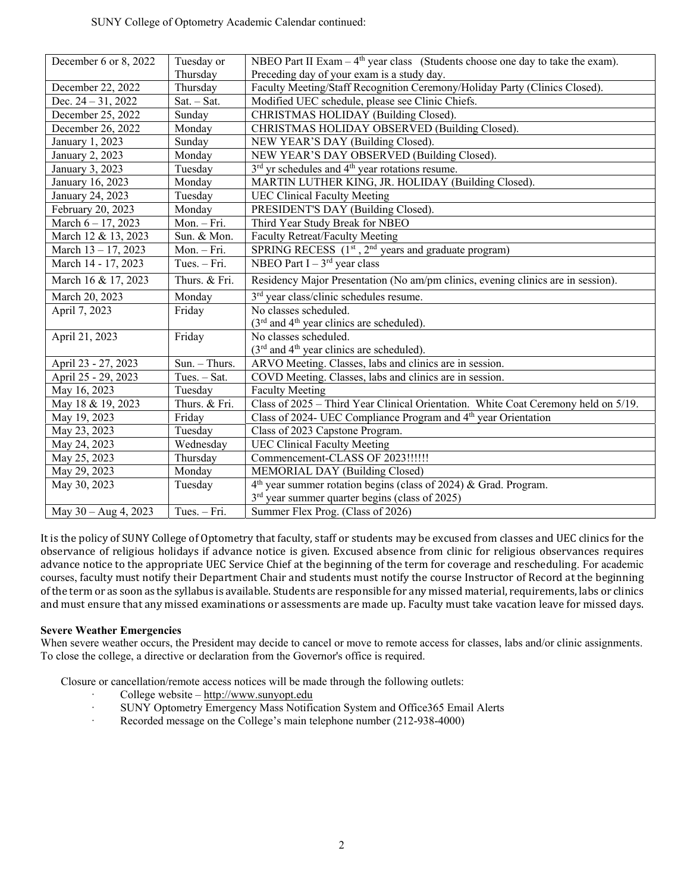SUNY College of Optometry Academic Calendar continued:

| | | |
|---|---|---|
| December 6 or 8, 2022 | Tuesday or Thursday | NBEO Part II Exam – 4th year class (Students choose one day to take the exam). Preceding day of your exam is a study day. |
| December 22, 2022 | Thursday | Faculty Meeting/Staff Recognition Ceremony/Holiday Party (Clinics Closed). |
| Dec. 24 – 31, 2022 | Sat. – Sat. | Modified UEC schedule, please see Clinic Chiefs. |
| December 25, 2022 | Sunday | CHRISTMAS HOLIDAY (Building Closed). |
| December 26, 2022 | Monday | CHRISTMAS HOLIDAY OBSERVED (Building Closed). |
| January 1, 2023 | Sunday | NEW YEAR'S DAY (Building Closed). |
| January 2, 2023 | Monday | NEW YEAR'S DAY OBSERVED (Building Closed). |
| January 3, 2023 | Tuesday | 3rd yr schedules and 4th year rotations resume. |
| January 16, 2023 | Monday | MARTIN LUTHER KING, JR. HOLIDAY (Building Closed). |
| January 24, 2023 | Tuesday | UEC Clinical Faculty Meeting |
| February 20, 2023 | Monday | PRESIDENT'S DAY (Building Closed). |
| March 6 – 17, 2023 | Mon. – Fri. | Third Year Study Break for NBEO |
| March 12 & 13, 2023 | Sun. & Mon. | Faculty Retreat/Faculty Meeting |
| March 13 – 17, 2023 | Mon. – Fri. | SPRING RECESS (1st , 2nd years and graduate program) |
| March 14 - 17, 2023 | Tues. – Fri. | NBEO Part I – 3rd year class |
| March 16 & 17, 2023 | Thurs. & Fri. | Residency Major Presentation (No am/pm clinics, evening clinics are in session). |
| March 20, 2023 | Monday | 3rd year class/clinic schedules resume. |
| April 7, 2023 | Friday | No classes scheduled. (3rd and 4th year clinics are scheduled). |
| April 21, 2023 | Friday | No classes scheduled. (3rd and 4th year clinics are scheduled). |
| April 23 - 27, 2023 | Sun. – Thurs. | ARVO Meeting. Classes, labs and clinics are in session. |
| April 25 - 29, 2023 | Tues. – Sat. | COVD Meeting. Classes, labs and clinics are in session. |
| May 16, 2023 | Tuesday | Faculty Meeting |
| May 18 & 19, 2023 | Thurs. & Fri. | Class of 2025 – Third Year Clinical Orientation. White Coat Ceremony held on 5/19. |
| May 19, 2023 | Friday | Class of 2024- UEC Compliance Program and 4th year Orientation |
| May 23, 2023 | Tuesday | Class of 2023 Capstone Program. |
| May 24, 2023 | Wednesday | UEC Clinical Faculty Meeting |
| May 25, 2023 | Thursday | Commencement-CLASS OF 2023!!!!!! |
| May 29, 2023 | Monday | MEMORIAL DAY (Building Closed) |
| May 30, 2023 | Tuesday | 4th year summer rotation begins (class of 2024) & Grad. Program. 3rd year summer quarter begins (class of 2025) |
| May 30 – Aug 4, 2023 | Tues. – Fri. | Summer Flex Prog. (Class of 2026) |

It is the policy of SUNY College of Optometry that faculty, staff or students may be excused from classes and UEC clinics for the observance of religious holidays if advance notice is given. Excused absence from clinic for religious observances requires advance notice to the appropriate UEC Service Chief at the beginning of the term for coverage and rescheduling. For academic courses, faculty must notify their Department Chair and students must notify the course Instructor of Record at the beginning of the term or as soon as the syllabus is available. Students are responsible for any missed material, requirements, labs or clinics and must ensure that any missed examinations or assessments are made up. Faculty must take vacation leave for missed days.

**Severe Weather Emergencies**

When severe weather occurs, the President may decide to cancel or move to remote access for classes, labs and/or clinic assignments. To close the college, a directive or declaration from the Governor's office is required.

Closure or cancellation/remote access notices will be made through the following outlets:

- College website – http://www.sunyopt.edu
- SUNY Optometry Emergency Mass Notification System and Office365 Email Alerts
- Recorded message on the College's main telephone number (212-938-4000)